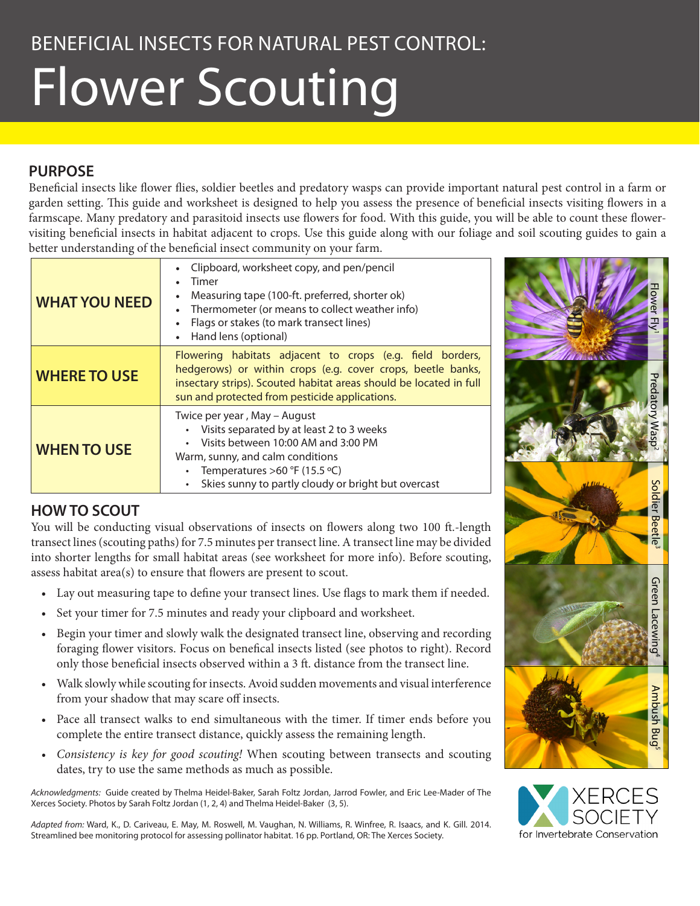# BENEFICIAL INSECTS FOR NATURAL PEST CONTROL: Flower Scouting

## PURPOSE

Beneficial insects like flower flies, soldier beetles and predatory wasps can provide important natural pest control in a farm or garden setting. This guide and worksheet is designed to help you assess the presence of beneficial insects visiting flowers in a farmscape. Many predatory and parasitoid insects use flowers for food. With this guide, you will be able to count these flower-visiting beneficial insects in habitat adjacent to crops. Use this guide along with our foliage and soil scouting guides to gain a better understanding of the beneficial insect community on your farm.

| | |
|---|---|
| **WHAT YOU NEED** | • Clipboard, worksheet copy, and pen/pencil<br>• Timer<br>• Measuring tape (100-ft. preferred, shorter ok)<br>• Thermometer (or means to collect weather info)<br>• Flags or stakes (to mark transect lines)<br>• Hand lens (optional) |
| **WHERE TO USE** | Flowering habitats adjacent to crops (e.g. field borders, hedgerows) or within crops (e.g. cover crops, beetle banks, insectary strips). Scouted habitat areas should be located in full sun and protected from pesticide applications. |
| **WHEN TO USE** | Twice per year , May – August<br>• Visits separated by at least 2 to 3 weeks<br>• Visits between 10:00 AM and 3:00 PM<br>Warm, sunny, and calm conditions<br>• Temperatures >60 °F (15.5 °C)<br>• Skies sunny to partly cloudy or bright but overcast |

Flower Fly[1]

Predatory Wasp[2]

Soldier Beetle[3]

Green Lacewing[4]

Ambush Bug[5]

## HOW TO SCOUT

You will be conducting visual observations of insects on flowers along two 100 ft.-length transect lines (scouting paths) for 7.5 minutes per transect line. A transect line may be divided into shorter lengths for small habitat areas (see worksheet for more info). Before scouting, assess habitat area(s) to ensure that flowers are present to scout.

- Lay out measuring tape to define your transect lines. Use flags to mark them if needed.
- Set your timer for 7.5 minutes and ready your clipboard and worksheet.
- Begin your timer and slowly walk the designated transect line, observing and recording foraging flower visitors. Focus on benefical insects listed (see photos to right). Record only those beneficial insects observed within a 3 ft. distance from the transect line.
- Walk slowly while scouting for insects. Avoid sudden movements and visual interference from your shadow that may scare off insects.
- Pace all transect walks to end simultaneous with the timer. If timer ends before you complete the entire transect distance, quickly assess the remaining length.
- *Consistency is key for good scouting!* When scouting between transects and scouting dates, try to use the same methods as much as possible.

*Acknowledgments:* Guide created by Thelma Heidel-Baker, Sarah Foltz Jordan, Jarrod Fowler, and Eric Lee-Mader of The Xerces Society. Photos by Sarah Foltz Jordan (1, 2, 4) and Thelma Heidel-Baker (3, 5).

*Adapted from:* Ward, K., D. Cariveau, E. May, M. Roswell, M. Vaughan, N. Williams, R. Winfree, R. Isaacs, and K. Gill. 2014. Streamlined bee monitoring protocol for assessing pollinator habitat. 16 pp. Portland, OR: The Xerces Society.

XERCES SOCIETY for Invertebrate Conservation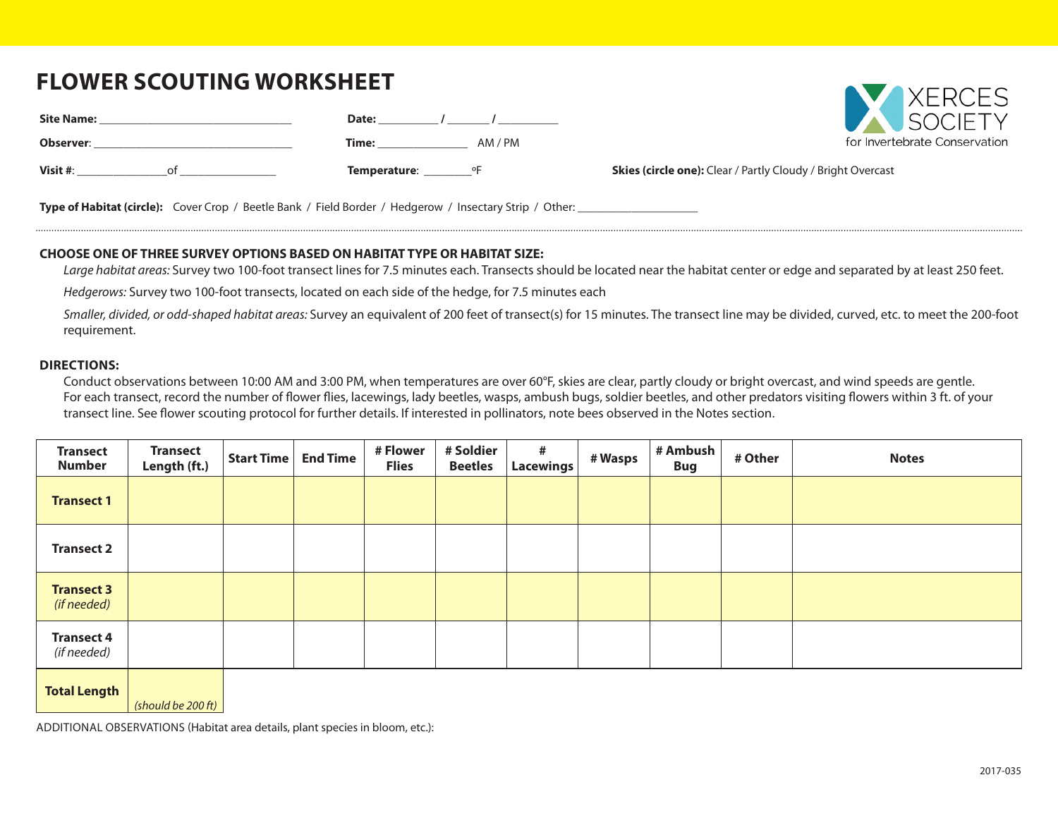# FLOWER SCOUTING WORKSHEET

XERCES SOCIETY for Invertebrate Conservation

**Site Name:** ______________________________ **Date:** _________ / _______ / _________

**Observer**: ______________________________ **Time:** ______________ AM / PM

**Visit #**: ______________of _______________ **Temperature**: ________ºF **Skies (circle one):** Clear / Partly Cloudy / Bright Overcast

**Type of Habitat (circle):** Cover Crop / Beetle Bank / Field Border / Hedgerow / Insectary Strip / Other: __________________

**CHOOSE ONE OF THREE SURVEY OPTIONS BASED ON HABITAT TYPE OR HABITAT SIZE:**

*Large habitat areas:* Survey two 100-foot transect lines for 7.5 minutes each. Transects should be located near the habitat center or edge and separated by at least 250 feet.

*Hedgerows:* Survey two 100-foot transects, located on each side of the hedge, for 7.5 minutes each

*Smaller, divided, or odd-shaped habitat areas:* Survey an equivalent of 200 feet of transect(s) for 15 minutes. The transect line may be divided, curved, etc. to meet the 200-foot requirement.

**DIRECTIONS:**

Conduct observations between 10:00 AM and 3:00 PM, when temperatures are over 60°F, skies are clear, partly cloudy or bright overcast, and wind speeds are gentle. For each transect, record the number of flower flies, lacewings, lady beetles, wasps, ambush bugs, soldier beetles, and other predators visiting flowers within 3 ft. of your transect line. See flower scouting protocol for further details. If interested in pollinators, note bees observed in the Notes section.

| Transect Number | Transect Length (ft.) | Start Time | End Time | # Flower Flies | # Soldier Beetles | # Lacewings | # Wasps | # Ambush Bug | # Other | Notes |
|---|---|---|---|---|---|---|---|---|---|---|
| **Transect 1** | | | | | | | | | | |
| **Transect 2** | | | | | | | | | | |
| **Transect 3** *(if needed)* | | | | | | | | | | |
| **Transect 4** *(if needed)* | | | | | | | | | | |
| **Total Length** | *(should be 200 ft)* | | | | | | | | | |

ADDITIONAL OBSERVATIONS (Habitat area details, plant species in bloom, etc.):

2017-035